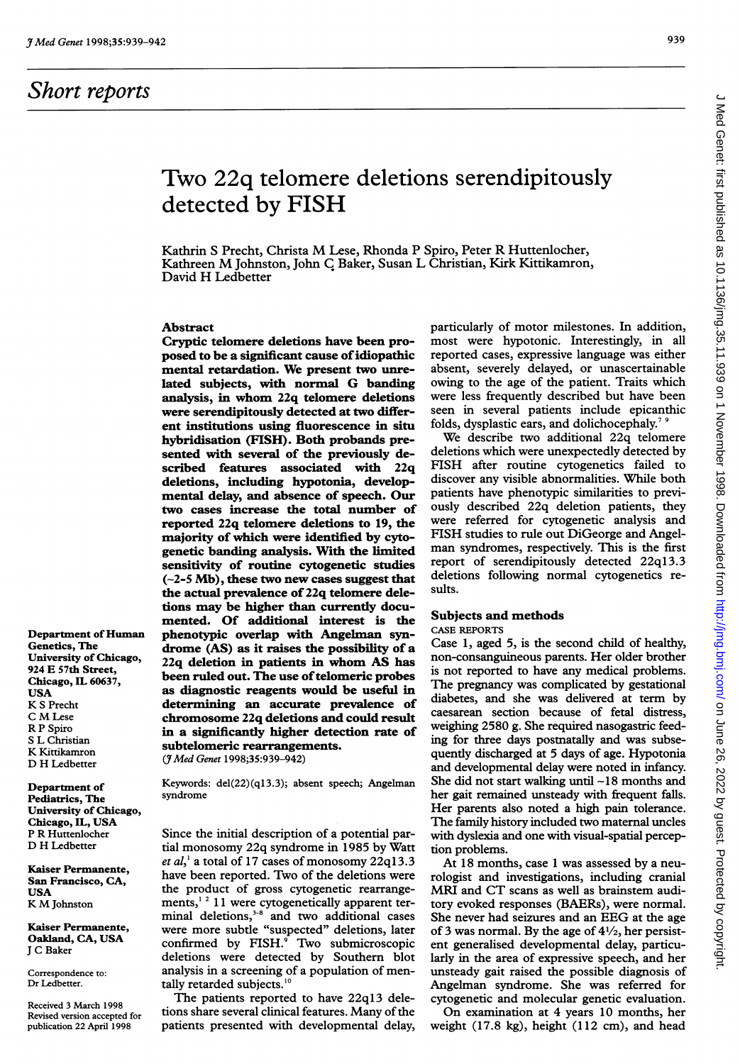## Short reports

# Two 22q telomere deletions serendipitously detected by FISH

Kathrin S Precht, Christa M Lese, Rhonda P Spiro, Peter R Huttenlocher, Kathreen M Johnston, John C Baker, Susan L Christian, Kirk Kittikamron, David H Ledbetter

Department of Human Genetics, The University of Chicago, 924 E 57th Street, Chicago, IL 60637, USA
K S Precht
C M Lese
R P Spiro
S L Christian
K Kittikamron
D H Ledbetter

Department of Pediatrics, The University of Chicago, Chicago, IL, USA
P R Huttenlocher
D H Ledbetter

Kaiser Permanente, San Francisco, CA, USA
K M Johnston

Kaiser Permanente, Oakland, CA, USA
J C Baker

Correspondence to: Dr Ledbetter.

Received 3 March 1998
Revised version accepted for publication 22 April 1998

### Abstract

**Cryptic telomere deletions have been proposed to be a significant cause of idiopathic mental retardation. We present two unrelated subjects, with normal G banding analysis, in whom 22q telomere deletions were serendipitously detected at two different institutions using fluorescence in situ hybridisation (FISH). Both probands presented with several of the previously described features associated with 22q deletions, including hypotonia, developmental delay, and absence of speech. Our two cases increase the total number of reported 22q telomere deletions to 19, the majority of which were identified by cytogenetic banding analysis. With the limited sensitivity of routine cytogenetic studies (~2-5 Mb), these two new cases suggest that the actual prevalence of 22q telomere deletions may be higher than currently documented. Of additional interest is the phenotypic overlap with Angelman syndrome (AS) as it raises the possibility of a 22q deletion in patients in whom AS has been ruled out. The use of telomeric probes as diagnostic reagents would be useful in determining an accurate prevalence of chromosome 22q deletions and could result in a significantly higher detection rate of subtelomeric rearrangements.**
(*J Med Genet* 1998;35:939–942)

Keywords: del(22)(q13.3); absent speech; Angelman syndrome

Since the initial description of a potential partial monosomy 22q syndrome in 1985 by Watt *et al*,[1] a total of 17 cases of monosomy 22q13.3 have been reported. Two of the deletions were the product of gross cytogenetic rearrangements,[1,2] 11 were cytogenetically apparent terminal deletions,[3-8] and two additional cases were more subtle "suspected" deletions, later confirmed by FISH.[9] Two submicroscopic deletions were detected by Southern blot analysis in a screening of a population of mentally retarded subjects.[10]

The patients reported to have 22q13 deletions share several clinical features. Many of the patients presented with developmental delay, particularly of motor milestones. In addition, most were hypotonic. Interestingly, in all reported cases, expressive language was either absent, severely delayed, or unascertainable owing to the age of the patient. Traits which were less frequently described but have been seen in several patients include epicanthic folds, dysplastic ears, and dolichocephaly.[7,9]

We describe two additional 22q telomere deletions which were unexpectedly detected by FISH after routine cytogenetics failed to discover any visible abnormalities. While both patients have phenotypic similarities to previously described 22q deletion patients, they were referred for cytogenetic analysis and FISH studies to rule out DiGeorge and Angelman syndromes, respectively. This is the first report of serendipitously detected 22q13.3 deletions following normal cytogenetics results.

## Subjects and methods

### CASE REPORTS

Case 1, aged 5, is the second child of healthy, non-consanguineous parents. Her older brother is not reported to have any medical problems. The pregnancy was complicated by gestational diabetes, and she was delivered at term by caesarean section because of fetal distress, weighing 2580 g. She required nasogastric feeding for three days postnatally and was subsequently discharged at 5 days of age. Hypotonia and developmental delay were noted in infancy. She did not start walking until ~18 months and her gait remained unsteady with frequent falls. Her parents also noted a high pain tolerance. The family history included two maternal uncles with dyslexia and one with visual-spatial perception problems.

At 18 months, case 1 was assessed by a neurologist and investigations, including cranial MRI and CT scans as well as brainstem auditory evoked responses (BAERs), were normal. She never had seizures and an EEG at the age of 3 was normal. By the age of 4½, her persistent generalised developmental delay, particularly in the area of expressive speech, and her unsteady gait raised the possible diagnosis of Angelman syndrome. She was referred for cytogenetic and molecular genetic evaluation.

On examination at 4 years 10 months, her weight (17.8 kg), height (112 cm), and head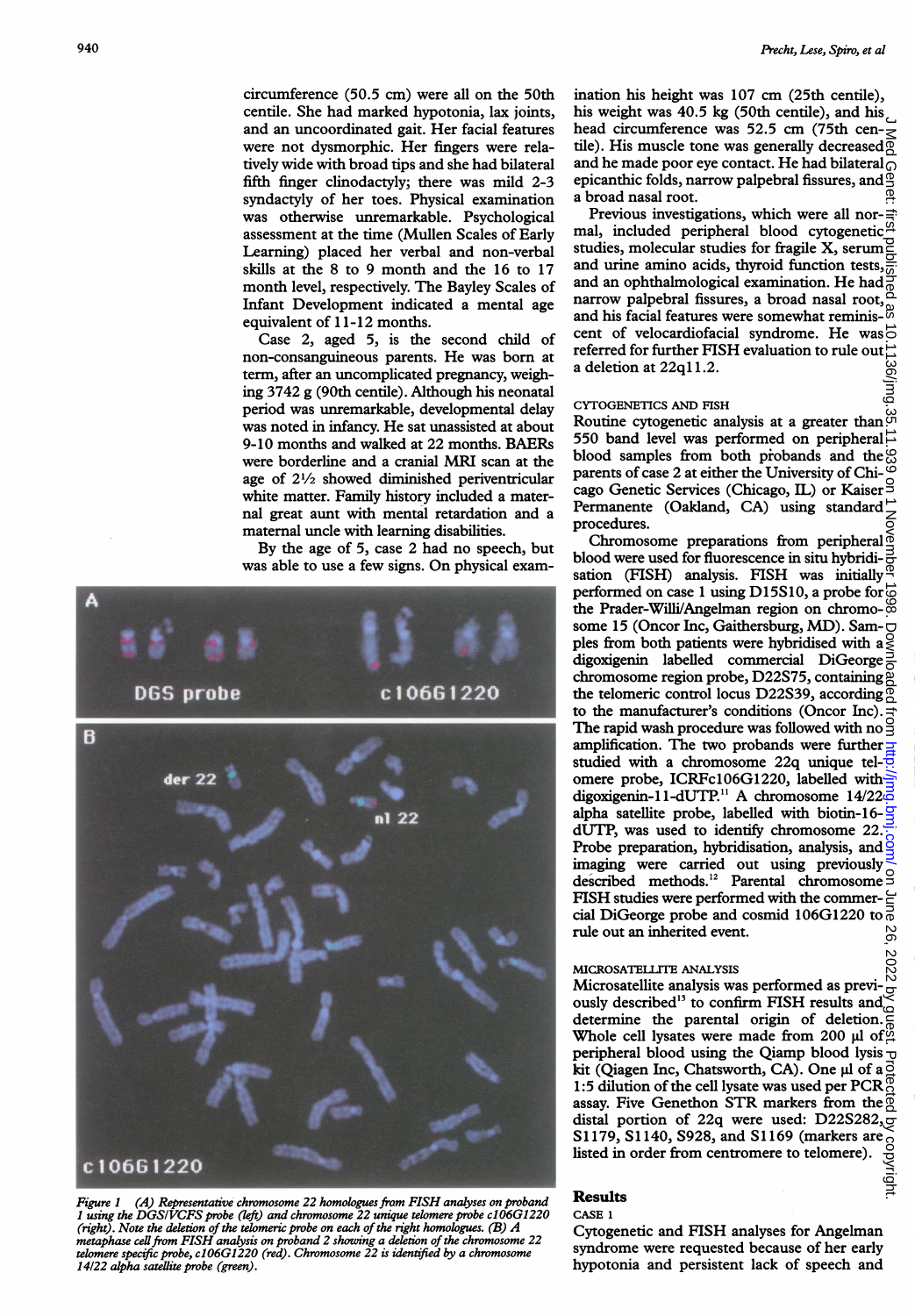circumference (50.5 cm) were all on the 50th centile. She had marked hypotonia, lax joints, and an uncoordinated gait. Her facial features were not dysmorphic. Her fingers were relatively wide with broad tips and she had bilateral fifth finger clinodactyly; there was mild 2-3 syndactyly of her toes. Physical examination was otherwise unremarkable. Psychological assessment at the time (Mullen Scales of Early Learning) placed her verbal and non-verbal skills at the 8 to 9 month and the 16 to 17 month level, respectively. The Bayley Scales of Infant Development indicated a mental age equivalent of 11-12 months.

Case 2, aged 5, is the second child of non-consanguineous parents. He was born at term, after an uncomplicated pregnancy, weighing 3742 g (90th centile). Although his neonatal period was unremarkable, developmental delay was noted in infancy. He sat unassisted at about 9-10 months and walked at 22 months. BAERs were borderline and a cranial MRI scan at the age of 2½ showed diminished periventricular white matter. Family history included a maternal great aunt with mental retardation and a maternal uncle with learning disabilities.

By the age of 5, case 2 had no speech, but was able to use a few signs. On physical examination his height was 107 cm (25th centile), his weight was 40.5 kg (50th centile), and his head circumference was 52.5 cm (75th centile). His muscle tone was generally decreased and he made poor eye contact. He had bilateral epicanthic folds, narrow palpebral fissures, and a broad nasal root.

Previous investigations, which were all normal, included peripheral blood cytogenetic studies, molecular studies for fragile X, serum and urine amino acids, thyroid function tests, and an ophthalmological examination. He had narrow palpebral fissures, a broad nasal root, and his facial features were somewhat reminiscent of velocardiofacial syndrome. He was referred for further FISH evaluation to rule out a deletion at 22q11.2.

*Figure 1 (A) Representative chromosome 22 homologues from FISH analyses on proband 1 using the DGS/VCFS probe (left) and chromosome 22 unique telomere probe c106G1220 (right). Note the deletion of the telomeric probe on each of the right homologues. (B) A metaphase cell from FISH analysis on proband 2 showing a deletion of the chromosome 22 telomere specific probe, c106G1220 (red). Chromosome 22 is identified by a chromosome 14/22 alpha satellite probe (green).*

### CYTOGENETICS AND FISH

Routine cytogenetic analysis at a greater than 550 band level was performed on peripheral blood samples from both probands and the parents of case 2 at either the University of Chicago Genetic Services (Chicago, IL) or Kaiser Permanente (Oakland, CA) using standard procedures.

Chromosome preparations from peripheral blood were used for fluorescence in situ hybridisation (FISH) analysis. FISH was initially performed on case 1 using D15S10, a probe for the Prader-Willi/Angelman region on chromosome 15 (Oncor Inc, Gaithersburg, MD). Samples from both patients were hybridised with a digoxigenin labelled commercial DiGeorge chromosome region probe, D22S75, containing the telomeric control locus D22S39, according to the manufacturer's conditions (Oncor Inc). The rapid wash procedure was followed with no amplification. The two probands were further studied with a chromosome 22q unique telomere probe, ICRFc106G1220, labelled with digoxigenin-11-dUTP.[11] A chromosome 14/22 alpha satellite probe, labelled with biotin-16-dUTP, was used to identify chromosome 22. Probe preparation, hybridisation, analysis, and imaging were carried out using previously described methods.[12] Parental chromosome FISH studies were performed with the commercial DiGeorge probe and cosmid 106G1220 to rule out an inherited event.

### MICROSATELLITE ANALYSIS

Microsatellite analysis was performed as previously described[13] to confirm FISH results and determine the parental origin of deletion. Whole cell lysates were made from 200 µl of peripheral blood using the Qiamp blood lysis kit (Qiagen Inc, Chatsworth, CA). One µl of a 1:5 dilution of the cell lysate was used per PCR assay. Five Genethon STR markers from the distal portion of 22q were used: D22S282, S1179, S1140, S928, and S1169 (markers are listed in order from centromere to telomere).

## Results

### CASE 1

Cytogenetic and FISH analyses for Angelman syndrome were requested because of her early hypotonia and persistent lack of speech and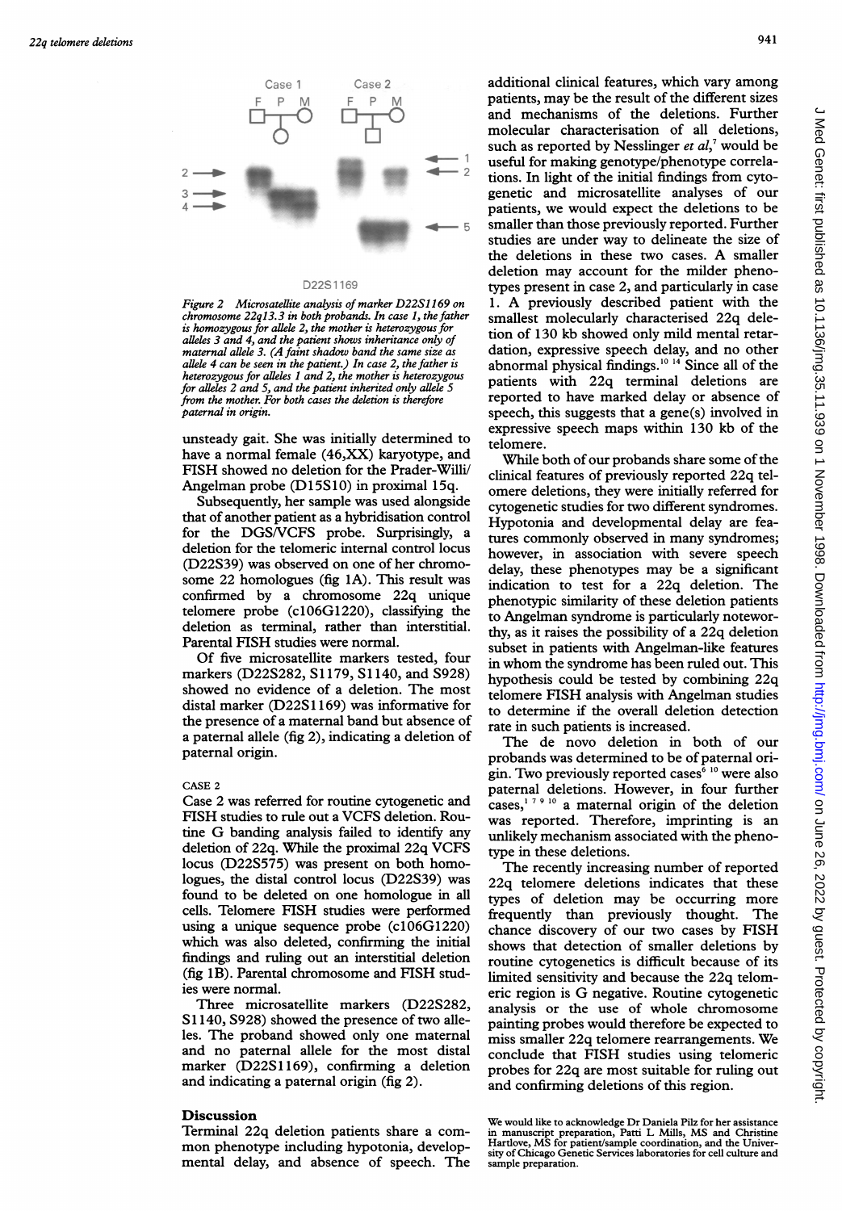Figure 2 Microsatellite analysis of marker D22S1169 on chromosome 22q13.3 in both probands. In case 1, the father is homozygous for allele 2, the mother is heterozygous for alleles 3 and 4, and the patient shows inheritance only of maternal allele 3. (A faint shadow band the same size as allele 4 can be seen in the patient.) In case 2, the father is heterozygous for alleles 1 and 2, the mother is heterozygous for alleles 2 and 5, and the patient inherited only allele 5 from the mother. For both cases the deletion is therefore paternal in origin.

unsteady gait. She was initially determined to have a normal female (46,XX) karyotype, and FISH showed no deletion for the Prader-Willi/Angelman probe (D15S10) in proximal 15q.

Subsequently, her sample was used alongside that of another patient as a hybridisation control for the DGS/VCFS probe. Surprisingly, a deletion for the telomeric internal control locus (D22S39) was observed on one of her chromosome 22 homologues (fig 1A). This result was confirmed by a chromosome 22q unique telomere probe (c106G1220), classifying the deletion as terminal, rather than interstitial. Parental FISH studies were normal.

Of five microsatellite markers tested, four markers (D22S282, S1179, S1140, and S928) showed no evidence of a deletion. The most distal marker (D22S1169) was informative for the presence of a maternal band but absence of a paternal allele (fig 2), indicating a deletion of paternal origin.

### CASE 2

Case 2 was referred for routine cytogenetic and FISH studies to rule out a VCFS deletion. Routine G banding analysis failed to identify any deletion of 22q. While the proximal 22q VCFS locus (D22S575) was present on both homologues, the distal control locus (D22S39) was found to be deleted on one homologue in all cells. Telomere FISH studies were performed using a unique sequence probe (c106G1220) which was also deleted, confirming the initial findings and ruling out an interstitial deletion (fig 1B). Parental chromosome and FISH studies were normal.

Three microsatellite markers (D22S282, S1140, S928) showed the presence of two alleles. The proband showed only one maternal and no paternal allele for the most distal marker (D22S1169), confirming a deletion and indicating a paternal origin (fig 2).

## Discussion

Terminal 22q deletion patients share a common phenotype including hypotonia, developmental delay, and absence of speech. The additional clinical features, which vary among patients, may be the result of the different sizes and mechanisms of the deletions. Further molecular characterisation of all deletions, such as reported by Nesslinger *et al*,[7] would be useful for making genotype/phenotype correlations. In light of the initial findings from cytogenetic and microsatellite analyses of our patients, we would expect the deletions to be smaller than those previously reported. Further studies are under way to delineate the size of the deletions in these two cases. A smaller deletion may account for the milder phenotypes present in case 2, and particularly in case 1. A previously described patient with the smallest molecularly characterised 22q deletion of 130 kb showed only mild mental retardation, expressive speech delay, and no other abnormal physical findings.[10 14] Since all of the patients with 22q terminal deletions are reported to have marked delay or absence of speech, this suggests that a gene(s) involved in expressive speech maps within 130 kb of the telomere.

While both of our probands share some of the clinical features of previously reported 22q telomere deletions, they were initially referred for cytogenetic studies for two different syndromes. Hypotonia and developmental delay are features commonly observed in many syndromes; however, in association with severe speech delay, these phenotypes may be a significant indication to test for a 22q deletion. The phenotypic similarity of these deletion patients to Angelman syndrome is particularly noteworthy, as it raises the possibility of a 22q deletion subset in patients with Angelman-like features in whom the syndrome has been ruled out. This hypothesis could be tested by combining 22q telomere FISH analysis with Angelman studies to determine if the overall deletion detection rate in such patients is increased.

The de novo deletion in both of our probands was determined to be of paternal origin. Two previously reported cases[6 10] were also paternal deletions. However, in four further cases,[1 7 9 10] a maternal origin of the deletion was reported. Therefore, imprinting is an unlikely mechanism associated with the phenotype in these deletions.

The recently increasing number of reported 22q telomere deletions indicates that these types of deletion may be occurring more frequently than previously thought. The chance discovery of our two cases by FISH shows that detection of smaller deletions by routine cytogenetics is difficult because of its limited sensitivity and because the 22q telomeric region is G negative. Routine cytogenetic analysis or the use of whole chromosome painting probes would therefore be expected to miss smaller 22q telomere rearrangements. We conclude that FISH studies using telomeric probes for 22q are most suitable for ruling out and confirming deletions of this region.

We would like to acknowledge Dr Daniela Pilz for her assistance in manuscript preparation, Patti L Mills, MS and Christine Hartlove, MS for patient/sample coordination, and the University of Chicago Genetic Services laboratories for cell culture and sample preparation.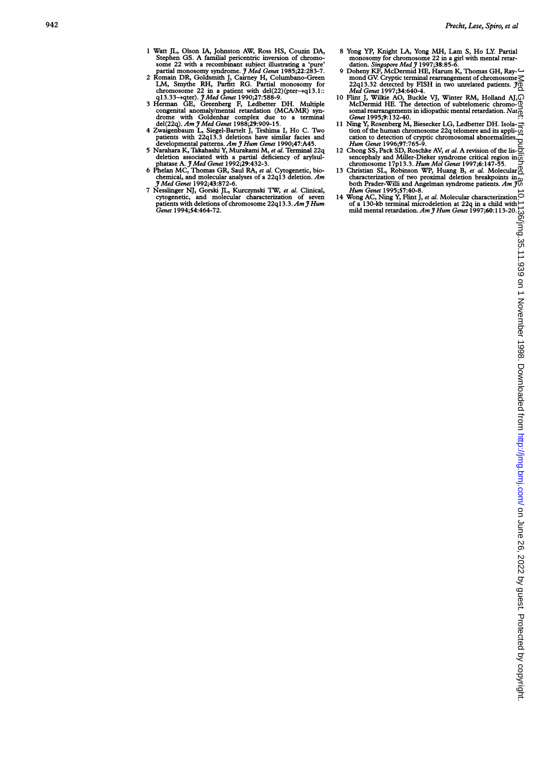1 Watt JL, Olson IA, Johnston AW, Ross HS, Couzin DA, Stephen GS. A familial pericentric inversion of chromosome 22 with a recombinant subject illustrating a 'pure' partial monosomy syndrome. *J Med Genet* 1985;22:283-7.

2 Romain DR, Goldsmith J, Cairney H, Columbano-Green LM, Smythe RH, Parfitt RG. Partial monosomy for chromosome 22 in a patient with del(22)(pter→q13.1::q13.33→qter). *J Med Genet* 1990;27:588-9.

3 Herman GE, Greenberg F, Ledbetter DH. Multiple congenital anomaly/mental retardation (MCA/MR) syndrome with Goldenhar complex due to a terminal del(22q). *Am J Med Genet* 1988;29:909-15.

4 Zwaigenbaum L, Siegel-Bartelt J, Teshima I, Ho C. Two patients with 22q13.3 deletions have similar facies and developmental patterns. *Am J Hum Genet* 1990;47:A45.

5 Narahara K, Takahashi Y, Murakami M, *et al*. Terminal 22q deletion associated with a partial deficiency of arylsulphatase A. *J Med Genet* 1992;29:432-3.

6 Phelan MC, Thomas GR, Saul RA, *et al*. Cytogenetic, biochemical, and molecular analyses of a 22q13 deletion. *Am J Med Genet* 1992;43:872-6.

7 Nesslinger NJ, Gorski JL, Kurczynski TW, *et al*. Clinical, cytogenetic, and molecular characterization of seven patients with deletions of chromosome 22q13.3. *Am J Hum Genet* 1994;54:464-72.

8 Yong YP, Knight LA, Yong MH, Lam S, Ho LY. Partial monosomy for chromosome 22 in a girl with mental retardation. *Singapore Med J* 1997;38:85-6.

9 Doheny KF, McDermid HE, Harum K, Thomas GH, Raymond GV. Cryptic terminal rearrangement of chromosome 22q13.32 detected by FISH in two unrelated patients. *J Med Genet* 1997;34:640-4.

10 Flint J, Wilkie AO, Buckle VJ, Winter RM, Holland AJ, McDermid HE. The detection of subtelomeric chromosomal rearrangements in idiopathic mental retardation. *Nat Genet* 1995;9:132-40.

11 Ning Y, Rosenberg M, Biesecker LG, Ledbetter DH. Isolation of the human chromosome 22q telomere and its application to detection of cryptic chromosomal abnormalities. *Hum Genet* 1996;97:765-9.

12 Chong SS, Pack SD, Roschke AV, *et al*. A revision of the lissencephaly and Miller-Dieker syndrome critical region in chromosome 17p13.3. *Hum Mol Genet* 1997;6:147-55.

13 Christian SL, Robinson WP, Huang B, *et al*. Molecular characterization of two proximal deletion breakpoints in both Prader-Willi and Angelman syndrome patients. *Am J Hum Genet* 1995;57:40-8.

14 Wong AC, Ning Y, Flint J, *et al*. Molecular characterization of a 130-kb terminal microdeletion at 22q in a child with mild mental retardation. *Am J Hum Genet* 1997;60:113-20.